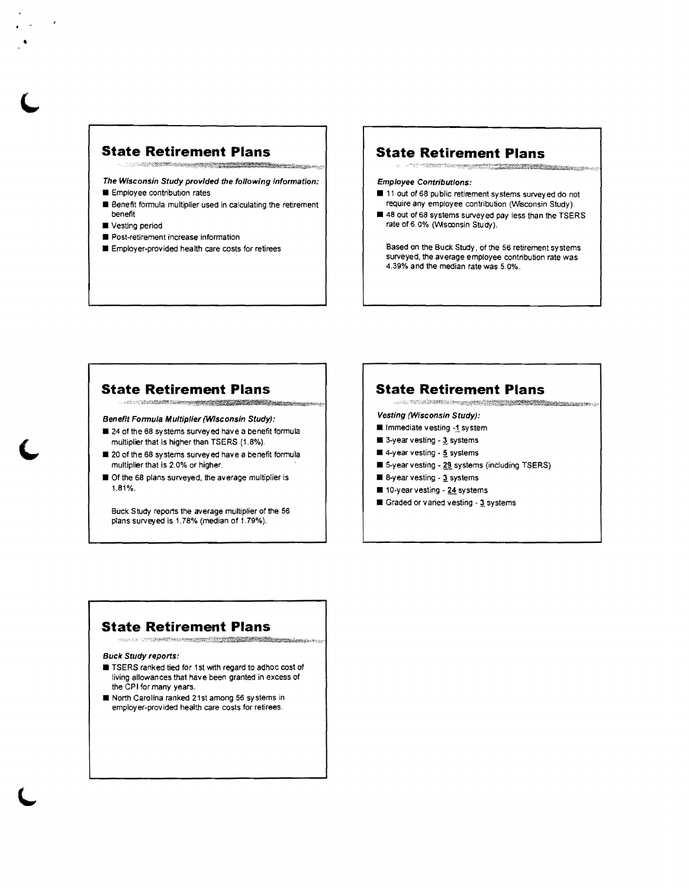## State Retirement Plans

***The Wisconsin Study provided the following information:***

- Employee contribution rates
- Benefit formula multiplier used in calculating the retirement benefit
- Vesting period
- Post-retirement increase information
- Employer-provided health care costs for retirees

## State Retirement Plans

***Employee Contributions:***

- 11 out of 68 public retirement systems surveyed do not require any employee contribution (Wisconsin Study).
- 48 out of 68 systems surveyed pay less than the TSERS rate of 6.0% (Wisconsin Study).

Based on the Buck Study, of the 56 retirement systems surveyed, the average employee contribution rate was 4.39% and the median rate was 5.0%.

## State Retirement Plans

***Benefit Formula Multiplier (Wisconsin Study):***

- 24 of the 68 systems surveyed have a benefit formula multiplier that is higher than TSERS (1.8%).
- 20 of the 68 systems surveyed have a benefit formula multiplier that is 2.0% or higher.
- Of the 68 plans surveyed, the average multiplier is 1.81%.

Buck Study reports the average multiplier of the 56 plans surveyed is 1.78% (median of 1.79%).

## State Retirement Plans

***Vesting (Wisconsin Study):***

- Immediate vesting - 1 system
- 3-year vesting - 3 systems
- 4-year vesting - 5 systems
- 5-year vesting - 29 systems (including TSERS)
- 8-year vesting - 3 systems
- 10-year vesting - 24 systems
- Graded or varied vesting - 3 systems

## State Retirement Plans

***Buck Study reports:***

- TSERS ranked tied for 1st with regard to adhoc cost of living allowances that have been granted in excess of the CPI for many years.
- North Carolina ranked 21st among 56 systems in employer-provided health care costs for retirees.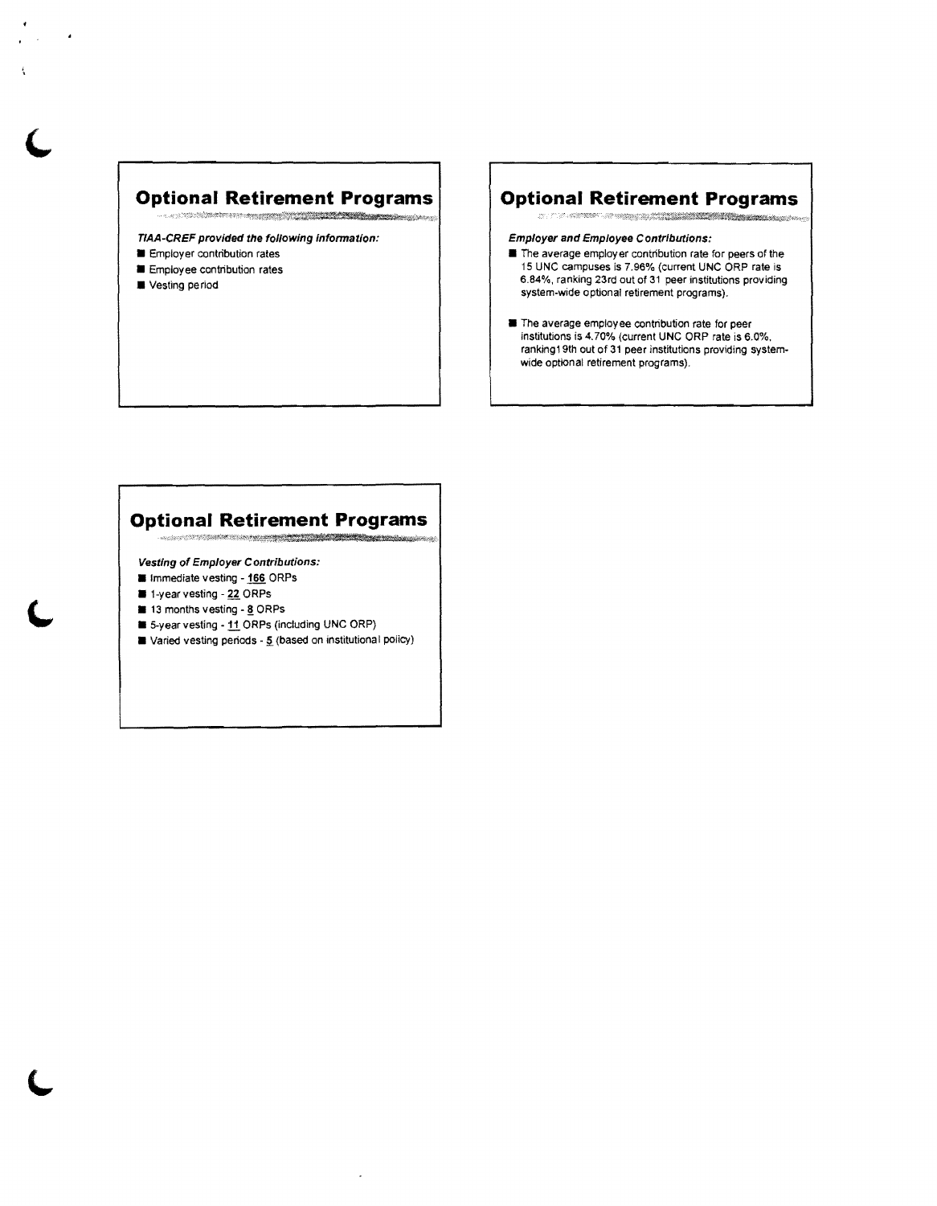## Optional Retirement Programs

***TIAA-CREF provided the following information:***

- Employer contribution rates
- Employee contribution rates
- Vesting period

## Optional Retirement Programs

***Employer and Employee Contributions:***

- The average employer contribution rate for peers of the 15 UNC campuses is 7.96% (current UNC ORP rate is 6.84%, ranking 23rd out of 31 peer institutions providing system-wide optional retirement programs).
- The average employee contribution rate for peer institutions is 4.70% (current UNC ORP rate is 6.0%, ranking19th out of 31 peer institutions providing system-wide optional retirement programs).

## Optional Retirement Programs

***Vesting of Employer Contributions:***

- Immediate vesting - 166 ORPs
- 1-year vesting - 22 ORPs
- 13 months vesting - 8 ORPs
- 5-year vesting - 11 ORPs (including UNC ORP)
- Varied vesting periods - 5 (based on institutional policy)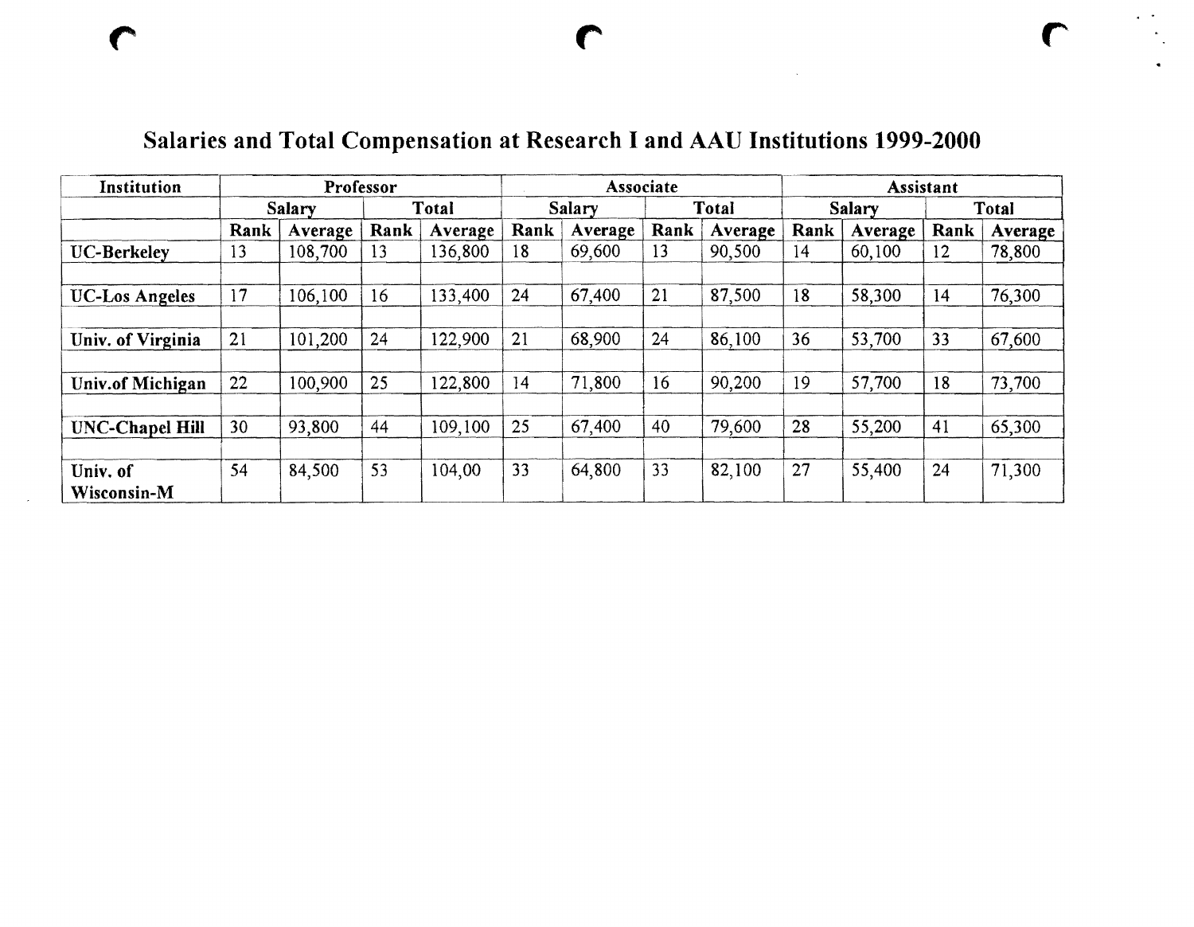## Salaries and Total Compensation at Research I and AAU Institutions 1999-2000

| Institution | Professor | | | | Associate | | | | Assistant | | | |
|---|---|---|---|---|---|---|---|---|---|---|---|---|
| | Salary | | Total | | Salary | | Total | | Salary | | Total | |
| | Rank | Average | Rank | Average | Rank | Average | Rank | Average | Rank | Average | Rank | Average |
| **UC-Berkeley** | 13 | 108,700 | 13 | 136,800 | 18 | 69,600 | 13 | 90,500 | 14 | 60,100 | 12 | 78,800 |
| **UC-Los Angeles** | 17 | 106,100 | 16 | 133,400 | 24 | 67,400 | 21 | 87,500 | 18 | 58,300 | 14 | 76,300 |
| **Univ. of Virginia** | 21 | 101,200 | 24 | 122,900 | 21 | 68,900 | 24 | 86,100 | 36 | 53,700 | 33 | 67,600 |
| **Univ.of Michigan** | 22 | 100,900 | 25 | 122,800 | 14 | 71,800 | 16 | 90,200 | 19 | 57,700 | 18 | 73,700 |
| **UNC-Chapel Hill** | 30 | 93,800 | 44 | 109,100 | 25 | 67,400 | 40 | 79,600 | 28 | 55,200 | 41 | 65,300 |
| **Univ. of Wisconsin-M** | 54 | 84,500 | 53 | 104,00 | 33 | 64,800 | 33 | 82,100 | 27 | 55,400 | 24 | 71,300 |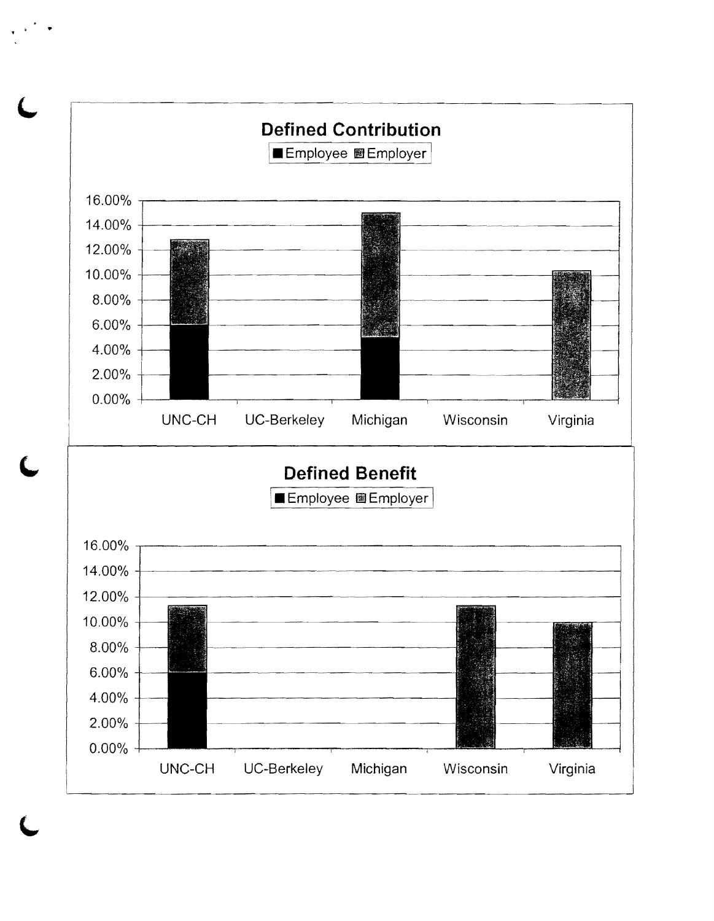## Defined Contribution

■ Employee ▨ Employer

| | Employee | Employer | Total |
|---|---|---|---|
| UNC-CH | 6.00% | ~6.84% | ~12.84% |
| UC-Berkeley | | | |
| Michigan | 5.00% | 10.00% | 15.00% |
| Wisconsin | | | |
| Virginia | | ~10.4% | ~10.4% |

## Defined Benefit

■ Employee ▨ Employer

| | Employee | Employer | Total |
|---|---|---|---|
| UNC-CH | 6.00% | ~5.3% | ~11.3% |
| UC-Berkeley | | | |
| Michigan | | | |
| Wisconsin | | ~11.3% | ~11.3% |
| Virginia | | ~10.0% | ~10.0% |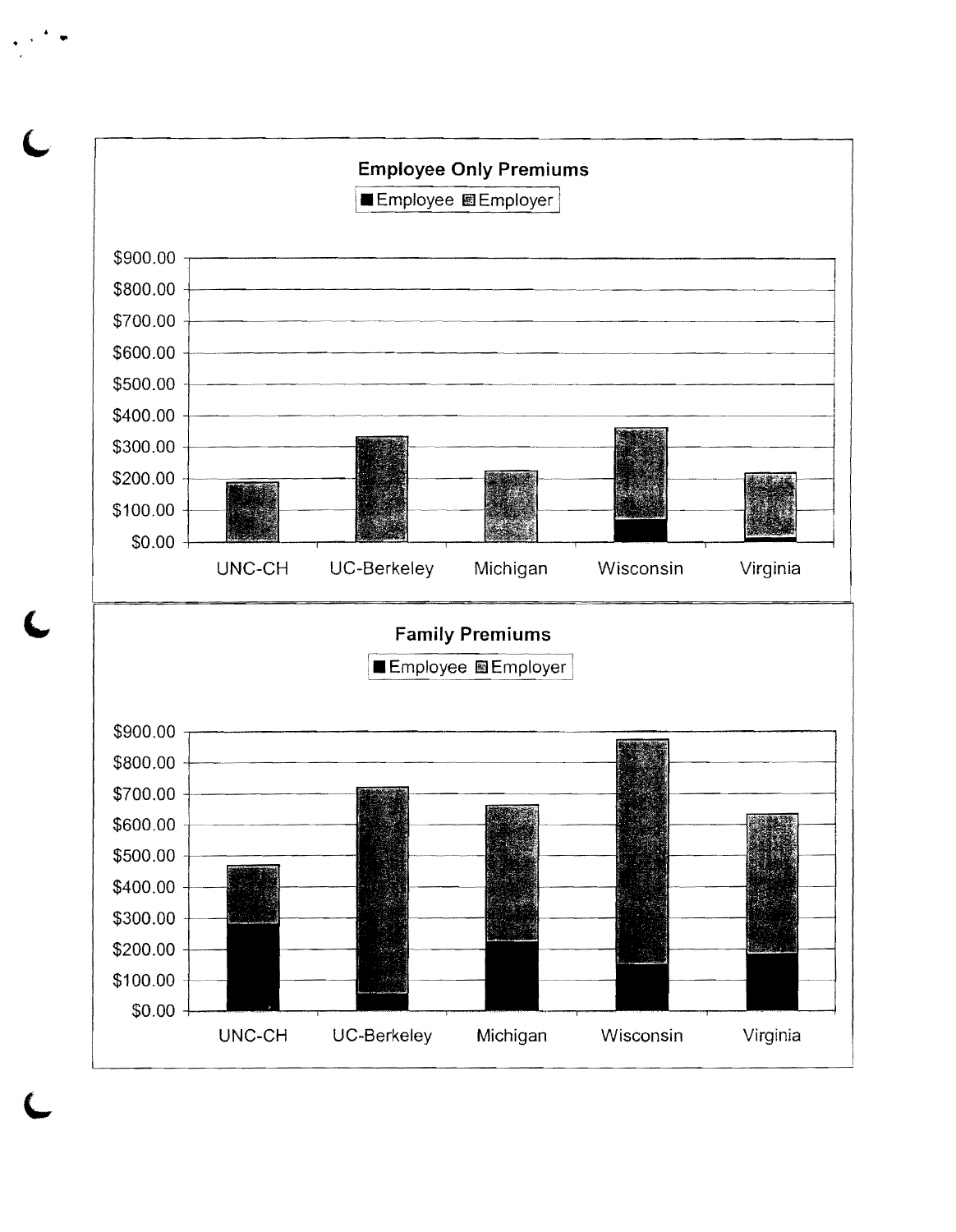Employee Only Premiums

■ Employee ▧ Employer

$900.00
$800.00
$700.00
$600.00
$500.00
$400.00
$300.00
$200.00
$100.00
$0.00

UNC-CH
UC-Berkeley
Michigan
Wisconsin
Virginia

Family Premiums

■ Employee ▧ Employer

$900.00
$800.00
$700.00
$600.00
$500.00
$400.00
$300.00
$200.00
$100.00
$0.00

UNC-CH
UC-Berkeley
Michigan
Wisconsin
Virginia